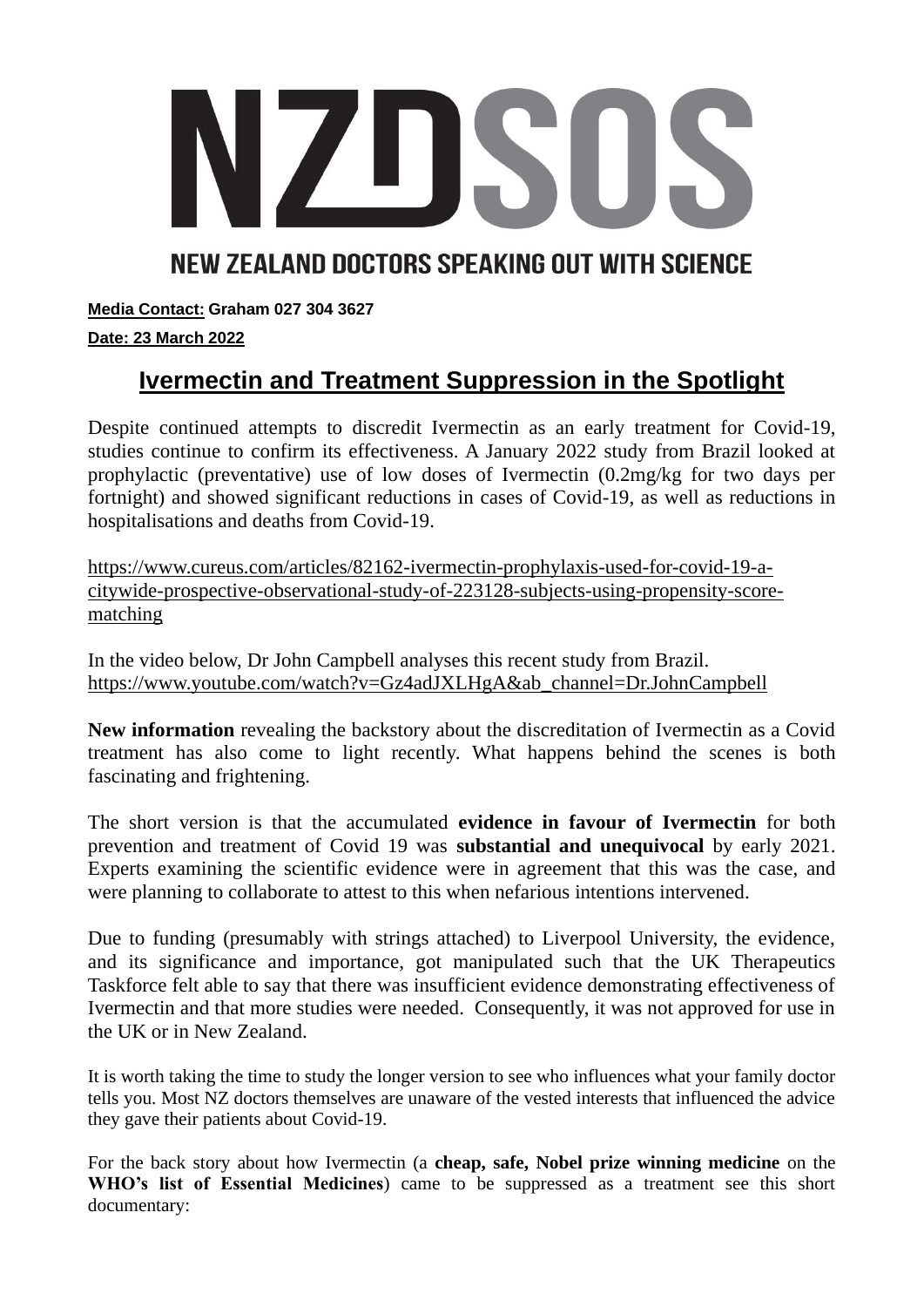# NZDSOS

## NEW ZEALAND DOCTORS SPEAKING OUT WITH SCIENCE

**Media Contact: Graham 027 304 3627**

**Date: 23 March 2022**

## Ivermectin and Treatment Suppression in the Spotlight

Despite continued attempts to discredit Ivermectin as an early treatment for Covid-19, studies continue to confirm its effectiveness. A January 2022 study from Brazil looked at prophylactic (preventative) use of low doses of Ivermectin (0.2mg/kg for two days per fortnight) and showed significant reductions in cases of Covid-19, as well as reductions in hospitalisations and deaths from Covid-19.

https://www.cureus.com/articles/82162-ivermectin-prophylaxis-used-for-covid-19-a-citywide-prospective-observational-study-of-223128-subjects-using-propensity-score-matching

In the video below, Dr John Campbell analyses this recent study from Brazil.
https://www.youtube.com/watch?v=Gz4adJXLHgA&ab_channel=Dr.JohnCampbell

**New information** revealing the backstory about the discreditation of Ivermectin as a Covid treatment has also come to light recently. What happens behind the scenes is both fascinating and frightening.

The short version is that the accumulated **evidence in favour of Ivermectin** for both prevention and treatment of Covid 19 was **substantial and unequivocal** by early 2021. Experts examining the scientific evidence were in agreement that this was the case, and were planning to collaborate to attest to this when nefarious intentions intervened.

Due to funding (presumably with strings attached) to Liverpool University, the evidence, and its significance and importance, got manipulated such that the UK Therapeutics Taskforce felt able to say that there was insufficient evidence demonstrating effectiveness of Ivermectin and that more studies were needed. Consequently, it was not approved for use in the UK or in New Zealand.

It is worth taking the time to study the longer version to see who influences what your family doctor tells you. Most NZ doctors themselves are unaware of the vested interests that influenced the advice they gave their patients about Covid-19.

For the back story about how Ivermectin (a **cheap, safe, Nobel prize winning medicine** on the **WHO's list of Essential Medicines**) came to be suppressed as a treatment see this short documentary: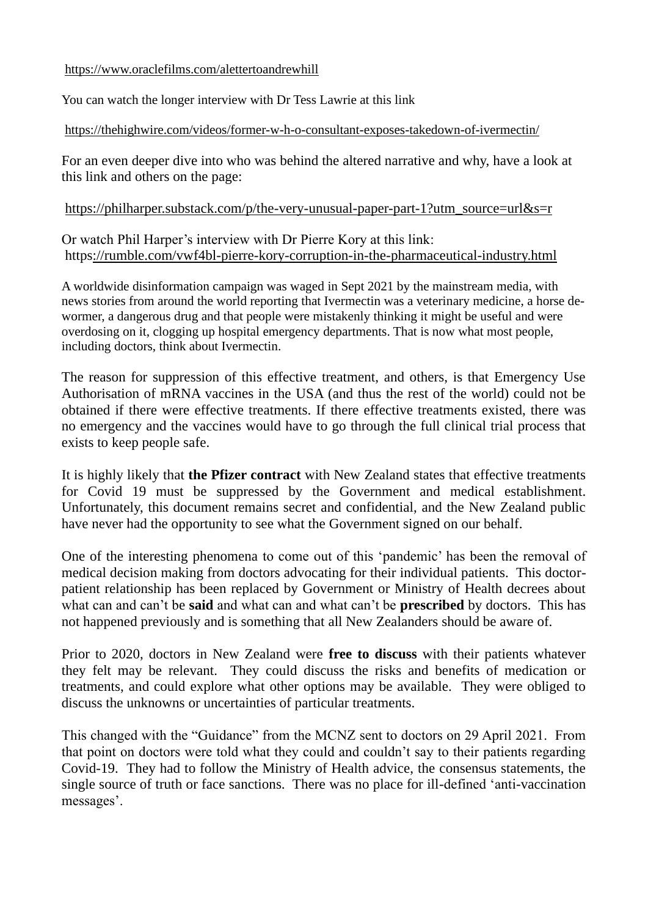https://www.oraclefilms.com/alettertoandrewhill

You can watch the longer interview with Dr Tess Lawrie at this link

https://thehighwire.com/videos/former-w-h-o-consultant-exposes-takedown-of-ivermectin/

For an even deeper dive into who was behind the altered narrative and why, have a look at this link and others on the page:

https://philharper.substack.com/p/the-very-unusual-paper-part-1?utm_source=url&s=r

Or watch Phil Harper's interview with Dr Pierre Kory at this link:
https://rumble.com/vwf4bl-pierre-kory-corruption-in-the-pharmaceutical-industry.html

A worldwide disinformation campaign was waged in Sept 2021 by the mainstream media, with news stories from around the world reporting that Ivermectin was a veterinary medicine, a horse de-wormer, a dangerous drug and that people were mistakenly thinking it might be useful and were overdosing on it, clogging up hospital emergency departments. That is now what most people, including doctors, think about Ivermectin.

The reason for suppression of this effective treatment, and others, is that Emergency Use Authorisation of mRNA vaccines in the USA (and thus the rest of the world) could not be obtained if there were effective treatments. If there effective treatments existed, there was no emergency and the vaccines would have to go through the full clinical trial process that exists to keep people safe.

It is highly likely that **the Pfizer contract** with New Zealand states that effective treatments for Covid 19 must be suppressed by the Government and medical establishment. Unfortunately, this document remains secret and confidential, and the New Zealand public have never had the opportunity to see what the Government signed on our behalf.

One of the interesting phenomena to come out of this 'pandemic' has been the removal of medical decision making from doctors advocating for their individual patients. This doctor-patient relationship has been replaced by Government or Ministry of Health decrees about what can and can't be **said** and what can and what can't be **prescribed** by doctors. This has not happened previously and is something that all New Zealanders should be aware of.

Prior to 2020, doctors in New Zealand were **free to discuss** with their patients whatever they felt may be relevant. They could discuss the risks and benefits of medication or treatments, and could explore what other options may be available. They were obliged to discuss the unknowns or uncertainties of particular treatments.

This changed with the "Guidance" from the MCNZ sent to doctors on 29 April 2021. From that point on doctors were told what they could and couldn't say to their patients regarding Covid-19. They had to follow the Ministry of Health advice, the consensus statements, the single source of truth or face sanctions. There was no place for ill-defined 'anti-vaccination messages'.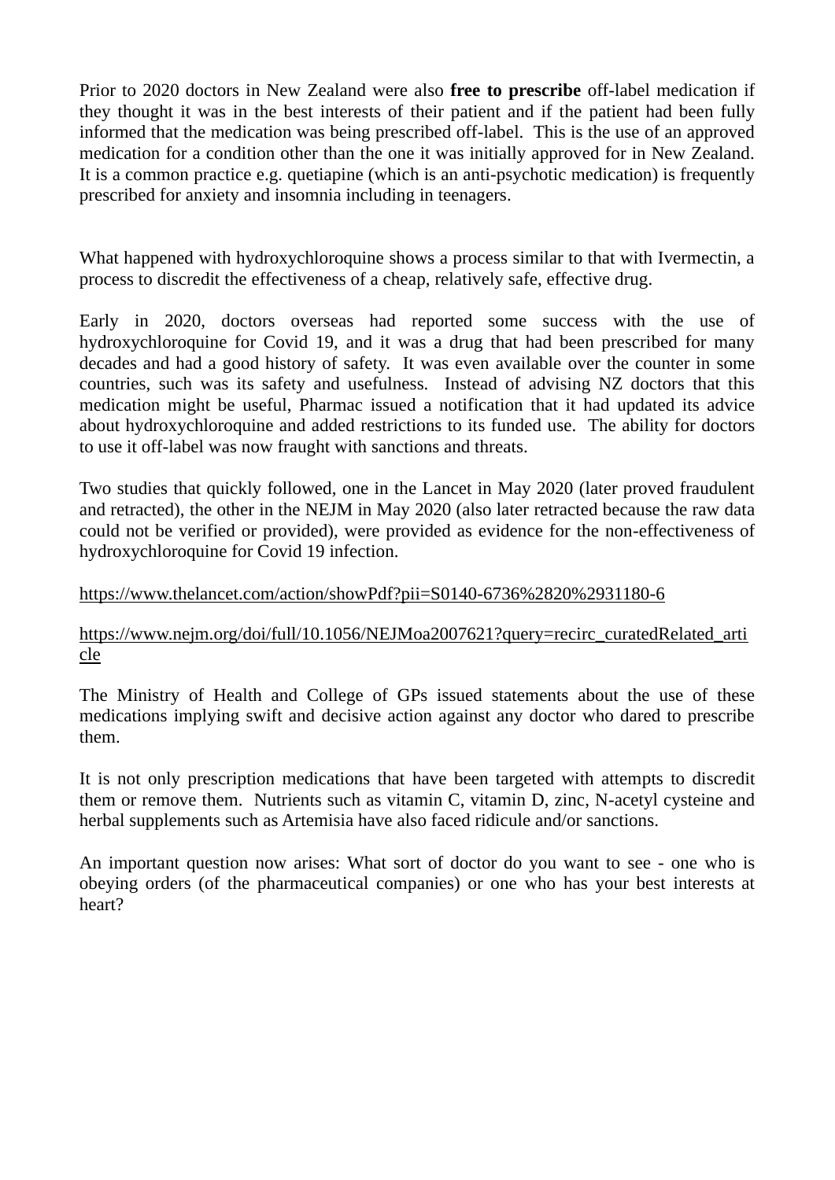Prior to 2020 doctors in New Zealand were also **free to prescribe** off-label medication if they thought it was in the best interests of their patient and if the patient had been fully informed that the medication was being prescribed off-label. This is the use of an approved medication for a condition other than the one it was initially approved for in New Zealand. It is a common practice e.g. quetiapine (which is an anti-psychotic medication) is frequently prescribed for anxiety and insomnia including in teenagers.

What happened with hydroxychloroquine shows a process similar to that with Ivermectin, a process to discredit the effectiveness of a cheap, relatively safe, effective drug.

Early in 2020, doctors overseas had reported some success with the use of hydroxychloroquine for Covid 19, and it was a drug that had been prescribed for many decades and had a good history of safety. It was even available over the counter in some countries, such was its safety and usefulness. Instead of advising NZ doctors that this medication might be useful, Pharmac issued a notification that it had updated its advice about hydroxychloroquine and added restrictions to its funded use. The ability for doctors to use it off-label was now fraught with sanctions and threats.

Two studies that quickly followed, one in the Lancet in May 2020 (later proved fraudulent and retracted), the other in the NEJM in May 2020 (also later retracted because the raw data could not be verified or provided), were provided as evidence for the non-effectiveness of hydroxychloroquine for Covid 19 infection.

https://www.thelancet.com/action/showPdf?pii=S0140-6736%2820%2931180-6

https://www.nejm.org/doi/full/10.1056/NEJMoa2007621?query=recirc_curatedRelated_article

The Ministry of Health and College of GPs issued statements about the use of these medications implying swift and decisive action against any doctor who dared to prescribe them.

It is not only prescription medications that have been targeted with attempts to discredit them or remove them. Nutrients such as vitamin C, vitamin D, zinc, N-acetyl cysteine and herbal supplements such as Artemisia have also faced ridicule and/or sanctions.

An important question now arises: What sort of doctor do you want to see - one who is obeying orders (of the pharmaceutical companies) or one who has your best interests at heart?